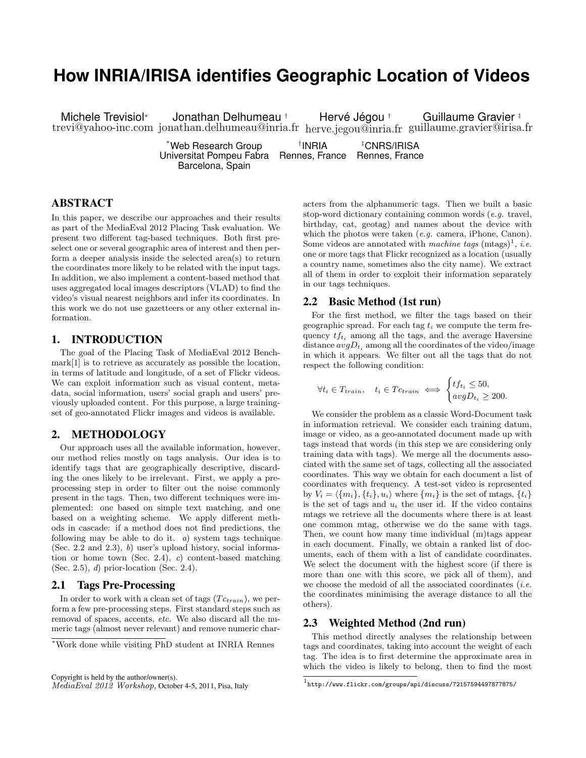# How INRIA/IRISA identifies Geographic Location of Videos

Michele Trevisiol* trevi@yahoo-inc.com

Jonathan Delhumeau † jonathan.delhumeau@inria.fr

Hervé Jégou † herve.jegou@inria.fr

Guillaume Gravier ‡ guillaume.gravier@irisa.fr

*Web Research Group, Universitat Pompeu Fabra, Barcelona, Spain

†INRIA, Rennes, France

‡CNRS/IRISA, Rennes, France

## ABSTRACT

In this paper, we describe our approaches and their results as part of the MediaEval 2012 Placing Task evaluation. We present two different tag-based techniques. Both first preselect one or several geographic area of interest and then perform a deeper analysis inside the selected area(s) to return the coordinates more likely to be related with the input tags. In addition, we also implement a content-based method that uses aggregated local images descriptors (VLAD) to find the video's visual nearest neighbors and infer its coordinates. In this work we do not use gazetteers or any other external information.

## 1. INTRODUCTION

The goal of the Placing Task of MediaEval 2012 Benchmark[1] is to retrieve as accurately as possible the location, in terms of latitude and longitude, of a set of Flickr videos. We can exploit information such as visual content, metadata, social information, users' social graph and users' previously uploaded content. For this purpose, a large training-set of geo-annotated Flickr images and videos is available.

## 2. METHODOLOGY

Our approach uses all the available information, however, our method relies mostly on tags analysis. Our idea is to identify tags that are geographically descriptive, discarding the ones likely to be irrelevant. First, we apply a preprocessing step in order to filter out the noise commonly present in the tags. Then, two different techniques were implemented: one based on simple text matching, and one based on a weighting scheme. We apply different methods in cascade: if a method does not find predictions, the following may be able to do it. *a*) system tags technique (Sec. 2.2 and 2.3), *b*) user's upload history, social information or home town (Sec. 2.4), *c*) content-based matching (Sec. 2.5), *d*) prior-location (Sec. 2.4).

### 2.1 Tags Pre-Processing

In order to work with a clean set of tags ($Tc_{train}$), we perform a few pre-processing steps. First standard steps such as removal of spaces, accents, *etc.* We also discard all the numeric tags (almost never relevant) and remove numeric characters from the alphanumeric tags. Then we built a basic stop-word dictionary containing common words (*e.g.* travel, birthday, cat, geotag) and names about the device with which the photos were taken (*e.g.* camera, iPhone, Canon). Some videos are annotated with *machine tags* (mtags)[1], *i.e.* one or more tags that Flickr recognized as a location (usually a country name, sometimes also the city name). We extract all of them in order to exploit their information separately in our tags techniques.

### 2.2 Basic Method (1st run)

For the first method, we filter the tags based on their geographic spread. For each tag $t_i$ we compute the term frequency $tf_{t_i}$ among all the tags, and the average Haversine distance $avgD_{t_i}$ among all the coordinates of the video/image in which it appears. We filter out all the tags that do not respect the following condition:

$$\forall t_i \in T_{train}, \quad t_i \in Tc_{train} \iff \begin{cases} tf_{t_i} \leq 50, \\ avgD_{t_i} \geq 200. \end{cases}$$

We consider the problem as a classic Word-Document task in information retrieval. We consider each training datum, image or video, as a geo-annotated document made up with tags instead that words (in this step we are considering only training data with tags). We merge all the documents associated with the same set of tags, collecting all the associated coordinates. This way we obtain for each document a list of coordinates with frequency. A test-set video is represented by $V_i = \langle \{m_i\}, \{t_i\}, u_i \rangle$ where $\{m_i\}$ is the set of mtags, $\{t_i\}$ is the set of tags and $u_i$ the user id. If the video contains mtags we retrieve all the documents where there is at least one common mtag, otherwise we do the same with tags. Then, we count how many time individual (m)tags appear in each document. Finally, we obtain a ranked list of documents, each of them with a list of candidate coordinates. We select the document with the highest score (if there is more than one with this score, we pick all of them), and we choose the medoid of all the associated coordinates (*i.e.* the coordinates minimising the average distance to all the others).

### 2.3 Weighted Method (2nd run)

This method directly analyses the relationship between tags and coordinates, taking into account the weight of each tag. The idea is to first determine the approximate area in which the video is likely to belong, then to find the most

---

*Work done while visiting PhD student at INRIA Rennes

Copyright is held by the author/owner(s).
*MediaEval 2012 Workshop,* October 4-5, 2011, Pisa, Italy

[1] http://www.flickr.com/groups/api/discuss/72157594497877875/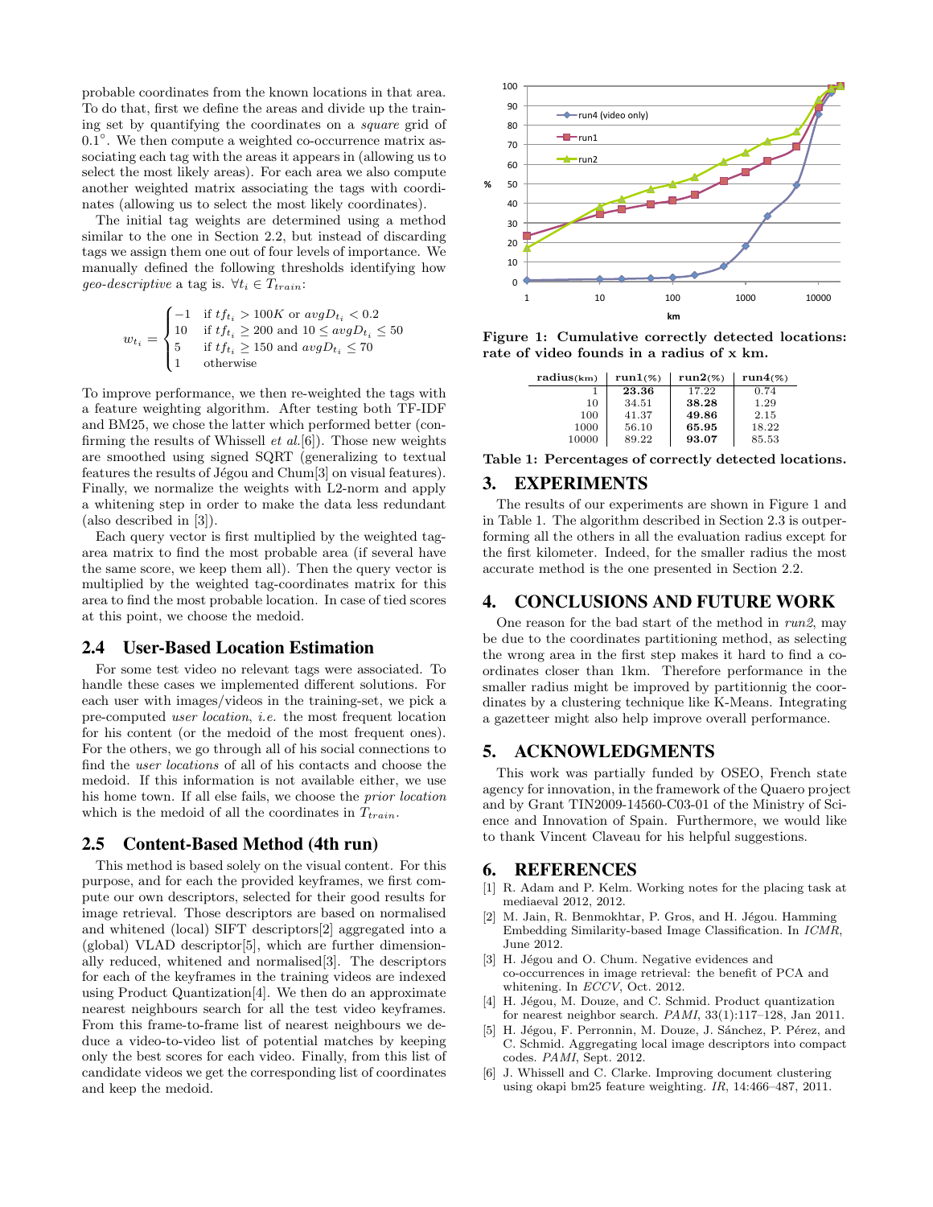probable coordinates from the known locations in that area. To do that, first we define the areas and divide up the training set by quantifying the coordinates on a *square* grid of $0.1^\circ$. We then compute a weighted co-occurrence matrix associating each tag with the areas it appears in (allowing us to select the most likely areas). For each area we also compute another weighted matrix associating the tags with coordinates (allowing us to select the most likely coordinates).

The initial tag weights are determined using a method similar to the one in Section 2.2, but instead of discarding tags we assign them one out of four levels of importance. We manually defined the following thresholds identifying how *geo-descriptive* a tag is. $\forall t_i \in T_{train}$:

$$w_{t_i} = \begin{cases} -1 & \text{if } tf_{t_i} > 100K \text{ or } avgD_{t_i} < 0.2 \\ 10 & \text{if } tf_{t_i} \geq 200 \text{ and } 10 \leq avgD_{t_i} \leq 50 \\ 5 & \text{if } tf_{t_i} \geq 150 \text{ and } avgD_{t_i} \leq 70 \\ 1 & \text{otherwise} \end{cases}$$

To improve performance, we then re-weighted the tags with a feature weighting algorithm. After testing both TF-IDF and BM25, we chose the latter which performed better (confirming the results of Whissell *et al.*[6]). Those new weights are smoothed using signed SQRT (generalizing to textual features the results of Jégou and Chum[3] on visual features). Finally, we normalize the weights with L2-norm and apply a whitening step in order to make the data less redundant (also described in [3]).

Each query vector is first multiplied by the weighted tag-area matrix to find the most probable area (if several have the same score, we keep them all). Then the query vector is multiplied by the weighted tag-coordinates matrix for this area to find the most probable location. In case of tied scores at this point, we choose the medoid.

### 2.4 User-Based Location Estimation

For some test video no relevant tags were associated. To handle these cases we implemented different solutions. For each user with images/videos in the training-set, we pick a pre-computed *user location*, *i.e.* the most frequent location for his content (or the medoid of the most frequent ones). For the others, we go through all of his social connections to find the *user locations* of all of his contacts and choose the medoid. If this information is not available either, we use his home town. If all else fails, we choose the *prior location* which is the medoid of all the coordinates in $T_{train}$.

### 2.5 Content-Based Method (4th run)

This method is based solely on the visual content. For this purpose, and for each the provided keyframes, we first compute our own descriptors, selected for their good results for image retrieval. Those descriptors are based on normalised and whitened (local) SIFT descriptors[2] aggregated into a (global) VLAD descriptor[5], which are further dimensionally reduced, whitened and normalised[3]. The descriptors for each of the keyframes in the training videos are indexed using Product Quantization[4]. We then do an approximate nearest neighbours search for all the test video keyframes. From this frame-to-frame list of nearest neighbours we deduce a video-to-video list of potential matches by keeping only the best scores for each video. Finally, from this list of candidate videos we get the corresponding list of coordinates and keep the medoid.

100
90
80
70
60
50
40
30
20
10
0
%
run4 (video only)
run1
run2
1
10
100
1000
10000
km

**Figure 1: Cumulative correctly detected locations: rate of video founds in a radius of x km.**

| radius(km) | run1(%) | run2(%) | run4(%) |
|---|---|---|---|
| 1 | **23.36** | 17.22 | 0.74 |
| 10 | 34.51 | **38.28** | 1.29 |
| 100 | 41.37 | **49.86** | 2.15 |
| 1000 | 56.10 | **65.95** | 18.22 |
| 10000 | 89.22 | **93.07** | 85.53 |

**Table 1: Percentages of correctly detected locations.**

## 3. EXPERIMENTS

The results of our experiments are shown in Figure 1 and in Table 1. The algorithm described in Section 2.3 is outperforming all the others in all the evaluation radius except for the first kilometer. Indeed, for the smaller radius the most accurate method is the one presented in Section 2.2.

## 4. CONCLUSIONS AND FUTURE WORK

One reason for the bad start of the method in *run2*, may be due to the coordinates partitioning method, as selecting the wrong area in the first step makes it hard to find a coordinates closer than 1km. Therefore performance in the smaller radius might be improved by partitionnig the coordinates by a clustering technique like K-Means. Integrating a gazetteer might also help improve overall performance.

## 5. ACKNOWLEDGMENTS

This work was partially funded by OSEO, French state agency for innovation, in the framework of the Quaero project and by Grant TIN2009-14560-C03-01 of the Ministry of Science and Innovation of Spain. Furthermore, we would like to thank Vincent Claveau for his helpful suggestions.

## 6. REFERENCES

[1] R. Adam and P. Kelm. Working notes for the placing task at mediaeval 2012, 2012.

[2] M. Jain, R. Benmokhtar, P. Gros, and H. Jégou. Hamming Embedding Similarity-based Image Classification. In *ICMR*, June 2012.

[3] H. Jégou and O. Chum. Negative evidences and co-occurrences in image retrieval: the benefit of PCA and whitening. In *ECCV*, Oct. 2012.

[4] H. Jégou, M. Douze, and C. Schmid. Product quantization for nearest neighbor search. *PAMI*, 33(1):117–128, Jan 2011.

[5] H. Jégou, F. Perronnin, M. Douze, J. Sánchez, P. Pérez, and C. Schmid. Aggregating local image descriptors into compact codes. *PAMI*, Sept. 2012.

[6] J. Whissell and C. Clarke. Improving document clustering using okapi bm25 feature weighting. *IR*, 14:466–487, 2011.